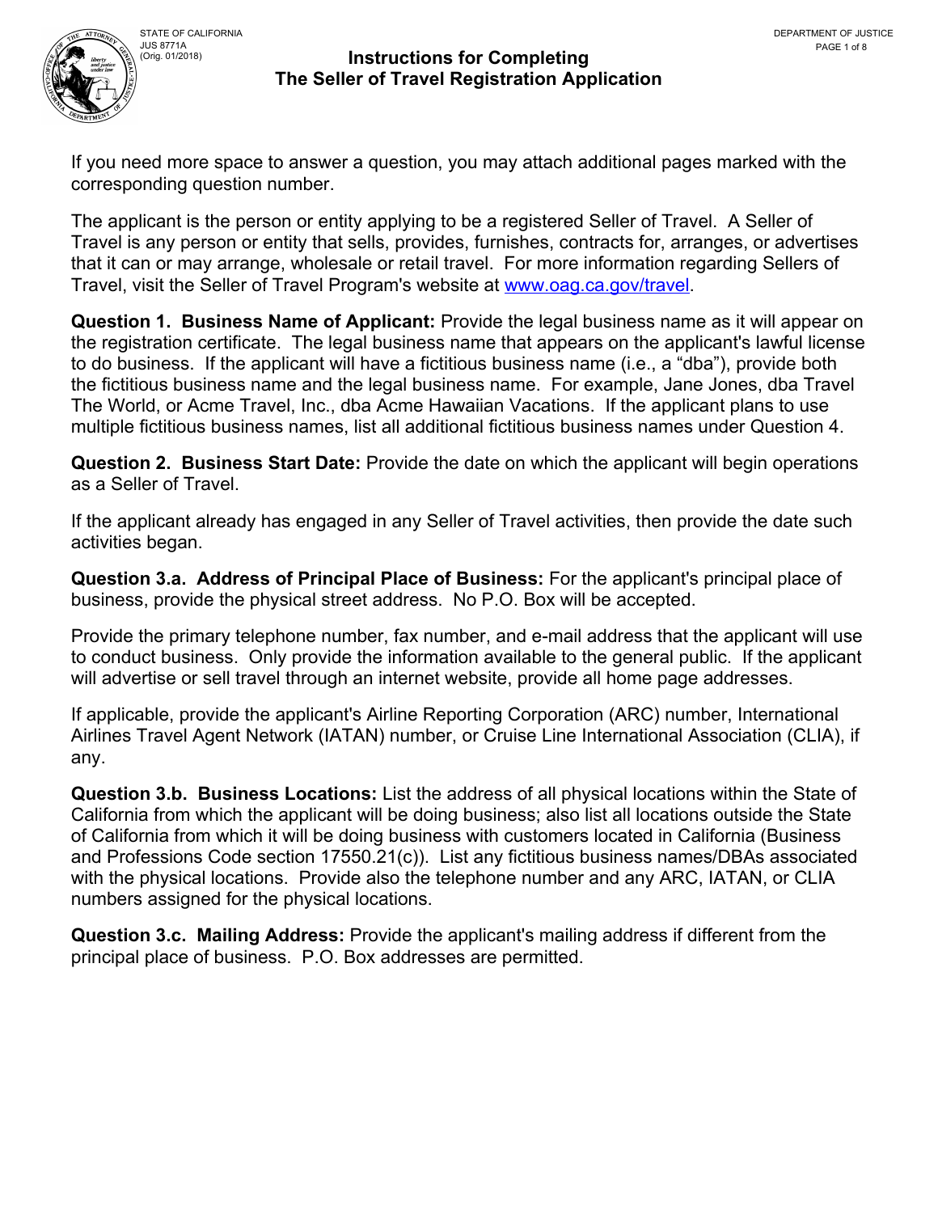STATE OF CALIFORNIA
JUS 8771A
(Orig. 01/2018)

DEPARTMENT OF JUSTICE

# Instructions for Completing The Seller of Travel Registration Application

If you need more space to answer a question, you may attach additional pages marked with the corresponding question number.

The applicant is the person or entity applying to be a registered Seller of Travel. A Seller of Travel is any person or entity that sells, provides, furnishes, contracts for, arranges, or advertises that it can or may arrange, wholesale or retail travel. For more information regarding Sellers of Travel, visit the Seller of Travel Program's website at www.oag.ca.gov/travel.

**Question 1. Business Name of Applicant:** Provide the legal business name as it will appear on the registration certificate. The legal business name that appears on the applicant's lawful license to do business. If the applicant will have a fictitious business name (i.e., a "dba"), provide both the fictitious business name and the legal business name. For example, Jane Jones, dba Travel The World, or Acme Travel, Inc., dba Acme Hawaiian Vacations. If the applicant plans to use multiple fictitious business names, list all additional fictitious business names under Question 4.

**Question 2. Business Start Date:** Provide the date on which the applicant will begin operations as a Seller of Travel.

If the applicant already has engaged in any Seller of Travel activities, then provide the date such activities began.

**Question 3.a. Address of Principal Place of Business:** For the applicant's principal place of business, provide the physical street address. No P.O. Box will be accepted.

Provide the primary telephone number, fax number, and e-mail address that the applicant will use to conduct business. Only provide the information available to the general public. If the applicant will advertise or sell travel through an internet website, provide all home page addresses.

If applicable, provide the applicant's Airline Reporting Corporation (ARC) number, International Airlines Travel Agent Network (IATAN) number, or Cruise Line International Association (CLIA), if any.

**Question 3.b. Business Locations:** List the address of all physical locations within the State of California from which the applicant will be doing business; also list all locations outside the State of California from which it will be doing business with customers located in California (Business and Professions Code section 17550.21(c)). List any fictitious business names/DBAs associated with the physical locations. Provide also the telephone number and any ARC, IATAN, or CLIA numbers assigned for the physical locations.

**Question 3.c. Mailing Address:** Provide the applicant's mailing address if different from the principal place of business. P.O. Box addresses are permitted.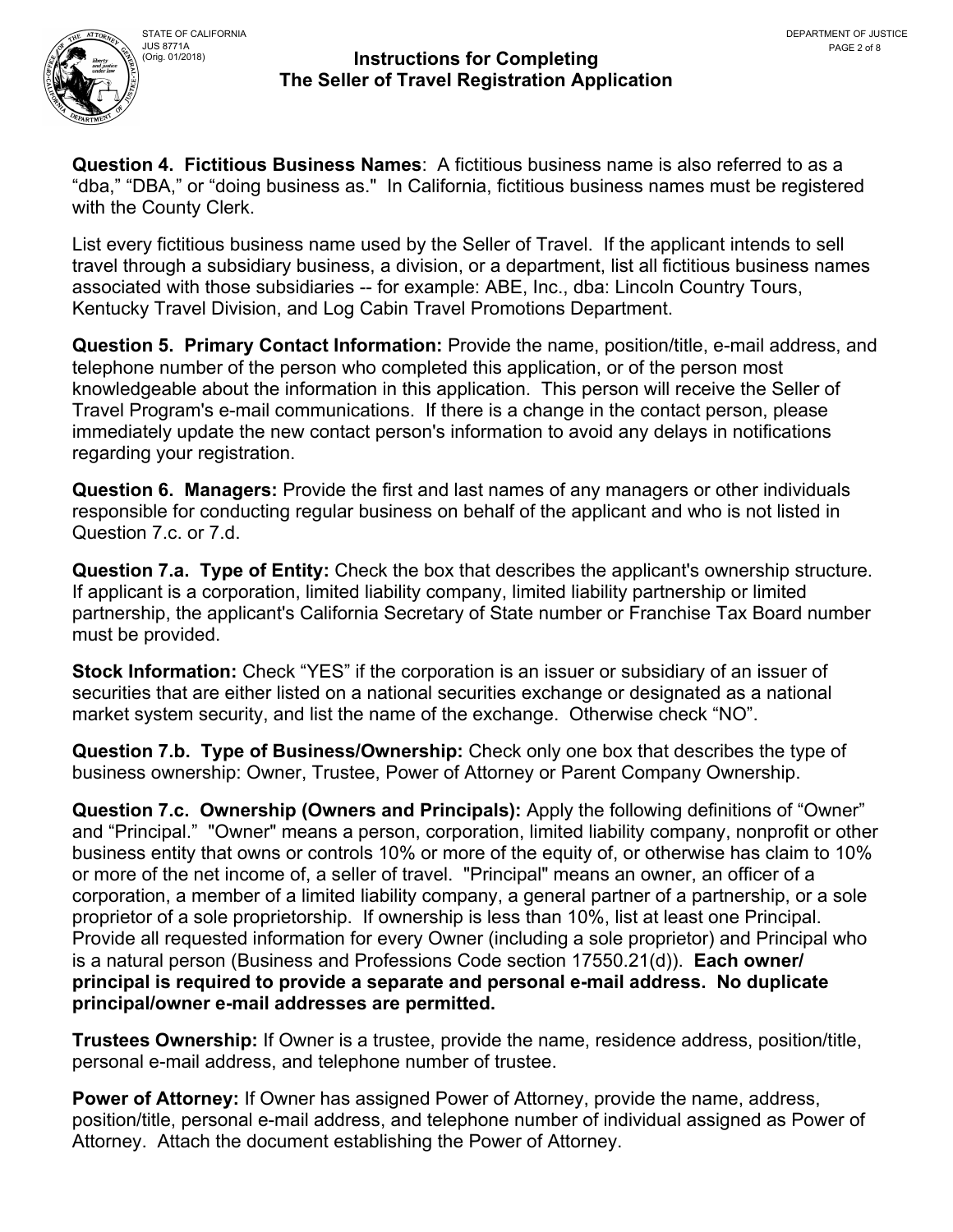**Question 4. Fictitious Business Names**: A fictitious business name is also referred to as a "dba," "DBA," or "doing business as." In California, fictitious business names must be registered with the County Clerk.

List every fictitious business name used by the Seller of Travel. If the applicant intends to sell travel through a subsidiary business, a division, or a department, list all fictitious business names associated with those subsidiaries -- for example: ABE, Inc., dba: Lincoln Country Tours, Kentucky Travel Division, and Log Cabin Travel Promotions Department.

**Question 5. Primary Contact Information:** Provide the name, position/title, e-mail address, and telephone number of the person who completed this application, or of the person most knowledgeable about the information in this application. This person will receive the Seller of Travel Program's e-mail communications. If there is a change in the contact person, please immediately update the new contact person's information to avoid any delays in notifications regarding your registration.

**Question 6. Managers:** Provide the first and last names of any managers or other individuals responsible for conducting regular business on behalf of the applicant and who is not listed in Question 7.c. or 7.d.

**Question 7.a. Type of Entity:** Check the box that describes the applicant's ownership structure. If applicant is a corporation, limited liability company, limited liability partnership or limited partnership, the applicant's California Secretary of State number or Franchise Tax Board number must be provided.

**Stock Information:** Check "YES" if the corporation is an issuer or subsidiary of an issuer of securities that are either listed on a national securities exchange or designated as a national market system security, and list the name of the exchange. Otherwise check "NO".

**Question 7.b. Type of Business/Ownership:** Check only one box that describes the type of business ownership: Owner, Trustee, Power of Attorney or Parent Company Ownership.

**Question 7.c. Ownership (Owners and Principals):** Apply the following definitions of "Owner" and "Principal." "Owner" means a person, corporation, limited liability company, nonprofit or other business entity that owns or controls 10% or more of the equity of, or otherwise has claim to 10% or more of the net income of, a seller of travel. "Principal" means an owner, an officer of a corporation, a member of a limited liability company, a general partner of a partnership, or a sole proprietor of a sole proprietorship. If ownership is less than 10%, list at least one Principal. Provide all requested information for every Owner (including a sole proprietor) and Principal who is a natural person (Business and Professions Code section 17550.21(d)). **Each owner/ principal is required to provide a separate and personal e-mail address. No duplicate principal/owner e-mail addresses are permitted.**

**Trustees Ownership:** If Owner is a trustee, provide the name, residence address, position/title, personal e-mail address, and telephone number of trustee.

**Power of Attorney:** If Owner has assigned Power of Attorney, provide the name, address, position/title, personal e-mail address, and telephone number of individual assigned as Power of Attorney. Attach the document establishing the Power of Attorney.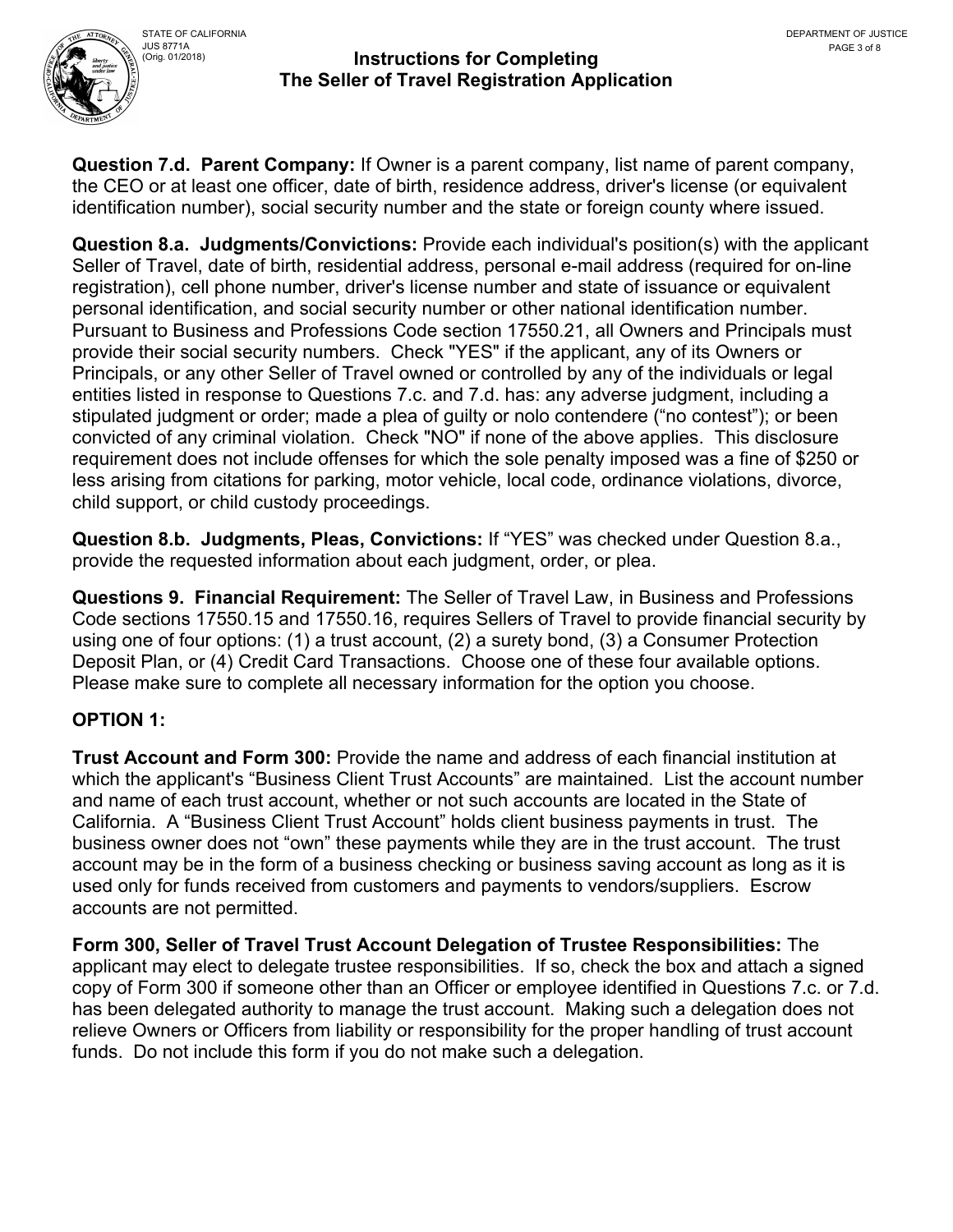# Instructions for Completing The Seller of Travel Registration Application

**Question 7.d. Parent Company:** If Owner is a parent company, list name of parent company, the CEO or at least one officer, date of birth, residence address, driver's license (or equivalent identification number), social security number and the state or foreign county where issued.

**Question 8.a. Judgments/Convictions:** Provide each individual's position(s) with the applicant Seller of Travel, date of birth, residential address, personal e-mail address (required for on-line registration), cell phone number, driver's license number and state of issuance or equivalent personal identification, and social security number or other national identification number. Pursuant to Business and Professions Code section 17550.21, all Owners and Principals must provide their social security numbers. Check "YES" if the applicant, any of its Owners or Principals, or any other Seller of Travel owned or controlled by any of the individuals or legal entities listed in response to Questions 7.c. and 7.d. has: any adverse judgment, including a stipulated judgment or order; made a plea of guilty or nolo contendere ("no contest"); or been convicted of any criminal violation. Check "NO" if none of the above applies. This disclosure requirement does not include offenses for which the sole penalty imposed was a fine of $250 or less arising from citations for parking, motor vehicle, local code, ordinance violations, divorce, child support, or child custody proceedings.

**Question 8.b. Judgments, Pleas, Convictions:** If "YES" was checked under Question 8.a., provide the requested information about each judgment, order, or plea.

**Questions 9. Financial Requirement:** The Seller of Travel Law, in Business and Professions Code sections 17550.15 and 17550.16, requires Sellers of Travel to provide financial security by using one of four options: (1) a trust account, (2) a surety bond, (3) a Consumer Protection Deposit Plan, or (4) Credit Card Transactions. Choose one of these four available options. Please make sure to complete all necessary information for the option you choose.

**OPTION 1:**

**Trust Account and Form 300:** Provide the name and address of each financial institution at which the applicant's "Business Client Trust Accounts" are maintained. List the account number and name of each trust account, whether or not such accounts are located in the State of California. A "Business Client Trust Account" holds client business payments in trust. The business owner does not "own" these payments while they are in the trust account. The trust account may be in the form of a business checking or business saving account as long as it is used only for funds received from customers and payments to vendors/suppliers. Escrow accounts are not permitted.

**Form 300, Seller of Travel Trust Account Delegation of Trustee Responsibilities:** The applicant may elect to delegate trustee responsibilities. If so, check the box and attach a signed copy of Form 300 if someone other than an Officer or employee identified in Questions 7.c. or 7.d. has been delegated authority to manage the trust account. Making such a delegation does not relieve Owners or Officers from liability or responsibility for the proper handling of trust account funds. Do not include this form if you do not make such a delegation.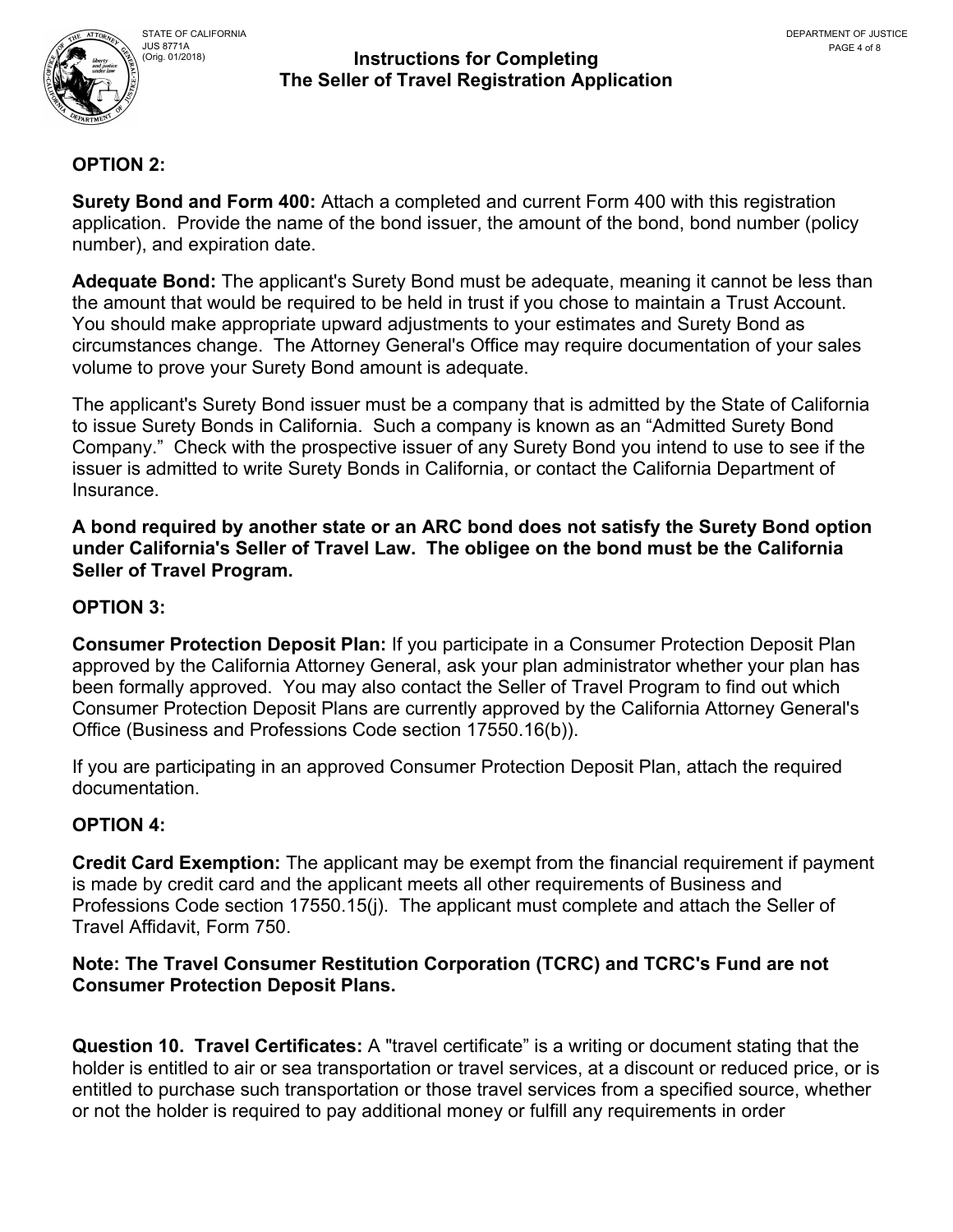**OPTION 2:**

**Surety Bond and Form 400:** Attach a completed and current Form 400 with this registration application. Provide the name of the bond issuer, the amount of the bond, bond number (policy number), and expiration date.

**Adequate Bond:** The applicant's Surety Bond must be adequate, meaning it cannot be less than the amount that would be required to be held in trust if you chose to maintain a Trust Account. You should make appropriate upward adjustments to your estimates and Surety Bond as circumstances change. The Attorney General's Office may require documentation of your sales volume to prove your Surety Bond amount is adequate.

The applicant's Surety Bond issuer must be a company that is admitted by the State of California to issue Surety Bonds in California. Such a company is known as an "Admitted Surety Bond Company." Check with the prospective issuer of any Surety Bond you intend to use to see if the issuer is admitted to write Surety Bonds in California, or contact the California Department of Insurance.

**A bond required by another state or an ARC bond does not satisfy the Surety Bond option under California's Seller of Travel Law. The obligee on the bond must be the California Seller of Travel Program.**

**OPTION 3:**

**Consumer Protection Deposit Plan:** If you participate in a Consumer Protection Deposit Plan approved by the California Attorney General, ask your plan administrator whether your plan has been formally approved. You may also contact the Seller of Travel Program to find out which Consumer Protection Deposit Plans are currently approved by the California Attorney General's Office (Business and Professions Code section 17550.16(b)).

If you are participating in an approved Consumer Protection Deposit Plan, attach the required documentation.

**OPTION 4:**

**Credit Card Exemption:** The applicant may be exempt from the financial requirement if payment is made by credit card and the applicant meets all other requirements of Business and Professions Code section 17550.15(j). The applicant must complete and attach the Seller of Travel Affidavit, Form 750.

**Note: The Travel Consumer Restitution Corporation (TCRC) and TCRC's Fund are not Consumer Protection Deposit Plans.**

**Question 10. Travel Certificates:** A "travel certificate" is a writing or document stating that the holder is entitled to air or sea transportation or travel services, at a discount or reduced price, or is entitled to purchase such transportation or those travel services from a specified source, whether or not the holder is required to pay additional money or fulfill any requirements in order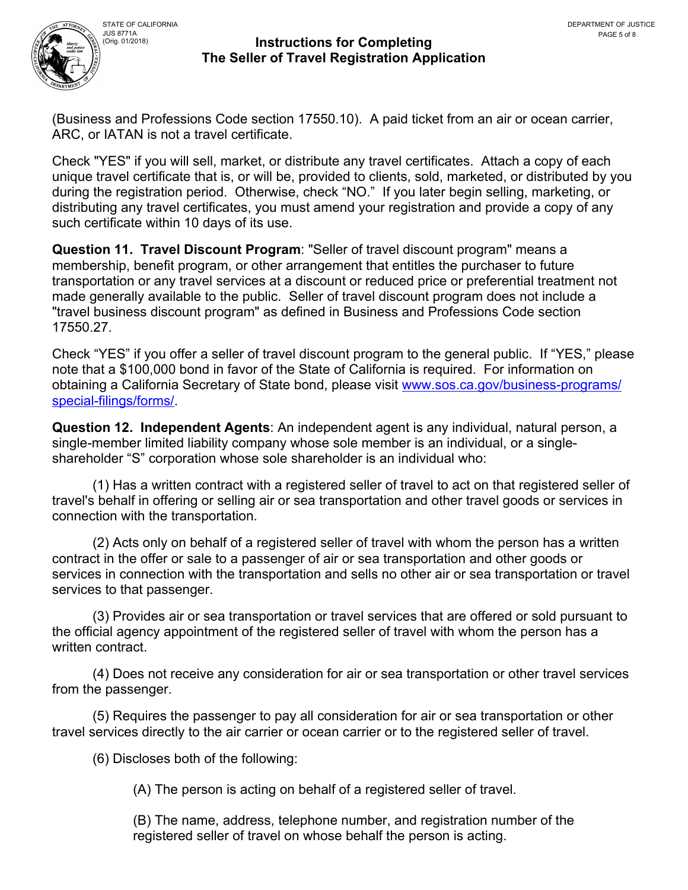(Business and Professions Code section 17550.10). A paid ticket from an air or ocean carrier, ARC, or IATAN is not a travel certificate.

Check "YES" if you will sell, market, or distribute any travel certificates. Attach a copy of each unique travel certificate that is, or will be, provided to clients, sold, marketed, or distributed by you during the registration period. Otherwise, check "NO." If you later begin selling, marketing, or distributing any travel certificates, you must amend your registration and provide a copy of any such certificate within 10 days of its use.

**Question 11. Travel Discount Program**: "Seller of travel discount program" means a membership, benefit program, or other arrangement that entitles the purchaser to future transportation or any travel services at a discount or reduced price or preferential treatment not made generally available to the public. Seller of travel discount program does not include a "travel business discount program" as defined in Business and Professions Code section 17550.27.

Check "YES" if you offer a seller of travel discount program to the general public. If "YES," please note that a $100,000 bond in favor of the State of California is required. For information on obtaining a California Secretary of State bond, please visit [www.sos.ca.gov/business-programs/special-filings/forms/](www.sos.ca.gov/business-programs/special-filings/forms/).

**Question 12. Independent Agents**: An independent agent is any individual, natural person, a single-member limited liability company whose sole member is an individual, or a single-shareholder "S" corporation whose sole shareholder is an individual who:

(1) Has a written contract with a registered seller of travel to act on that registered seller of travel's behalf in offering or selling air or sea transportation and other travel goods or services in connection with the transportation.

(2) Acts only on behalf of a registered seller of travel with whom the person has a written contract in the offer or sale to a passenger of air or sea transportation and other goods or services in connection with the transportation and sells no other air or sea transportation or travel services to that passenger.

(3) Provides air or sea transportation or travel services that are offered or sold pursuant to the official agency appointment of the registered seller of travel with whom the person has a written contract.

(4) Does not receive any consideration for air or sea transportation or other travel services from the passenger.

(5) Requires the passenger to pay all consideration for air or sea transportation or other travel services directly to the air carrier or ocean carrier or to the registered seller of travel.

(6) Discloses both of the following:

(A) The person is acting on behalf of a registered seller of travel.

(B) The name, address, telephone number, and registration number of the registered seller of travel on whose behalf the person is acting.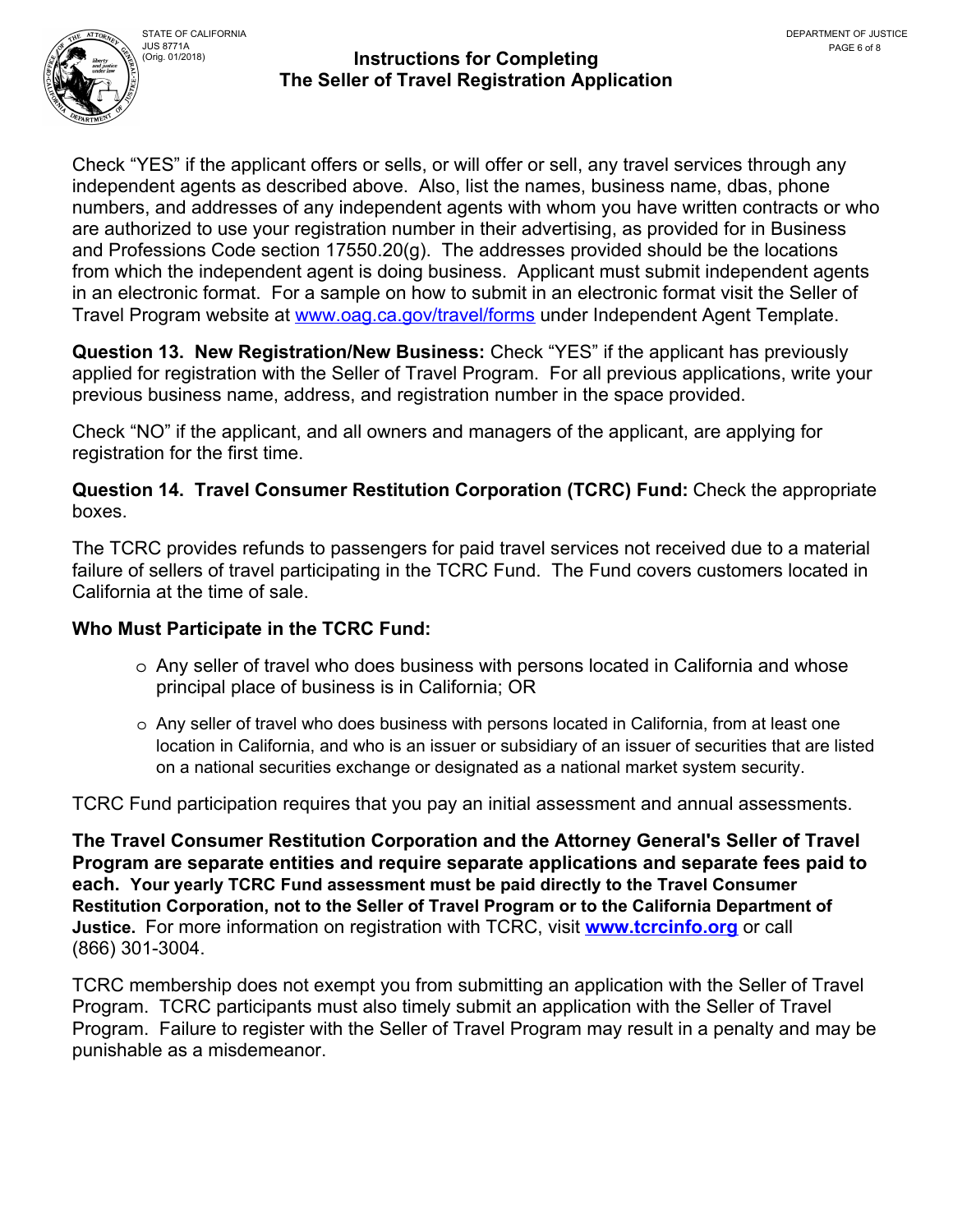Check “YES” if the applicant offers or sells, or will offer or sell, any travel services through any independent agents as described above. Also, list the names, business name, dbas, phone numbers, and addresses of any independent agents with whom you have written contracts or who are authorized to use your registration number in their advertising, as provided for in Business and Professions Code section 17550.20(g). The addresses provided should be the locations from which the independent agent is doing business. Applicant must submit independent agents in an electronic format. For a sample on how to submit in an electronic format visit the Seller of Travel Program website at www.oag.ca.gov/travel/forms under Independent Agent Template.

**Question 13. New Registration/New Business:** Check “YES” if the applicant has previously applied for registration with the Seller of Travel Program. For all previous applications, write your previous business name, address, and registration number in the space provided.

Check “NO” if the applicant, and all owners and managers of the applicant, are applying for registration for the first time.

**Question 14. Travel Consumer Restitution Corporation (TCRC) Fund:** Check the appropriate boxes.

The TCRC provides refunds to passengers for paid travel services not received due to a material failure of sellers of travel participating in the TCRC Fund. The Fund covers customers located in California at the time of sale.

**Who Must Participate in the TCRC Fund:**

- Any seller of travel who does business with persons located in California and whose principal place of business is in California; OR
- Any seller of travel who does business with persons located in California, from at least one location in California, and who is an issuer or subsidiary of an issuer of securities that are listed on a national securities exchange or designated as a national market system security.

TCRC Fund participation requires that you pay an initial assessment and annual assessments.

**The Travel Consumer Restitution Corporation and the Attorney General's Seller of Travel Program are separate entities and require separate applications and separate fees paid to each. Your yearly TCRC Fund assessment must be paid directly to the Travel Consumer Restitution Corporation, not to the Seller of Travel Program or to the California Department of Justice.** For more information on registration with TCRC, visit **www.tcrcinfo.org** or call (866) 301-3004.

TCRC membership does not exempt you from submitting an application with the Seller of Travel Program. TCRC participants must also timely submit an application with the Seller of Travel Program. Failure to register with the Seller of Travel Program may result in a penalty and may be punishable as a misdemeanor.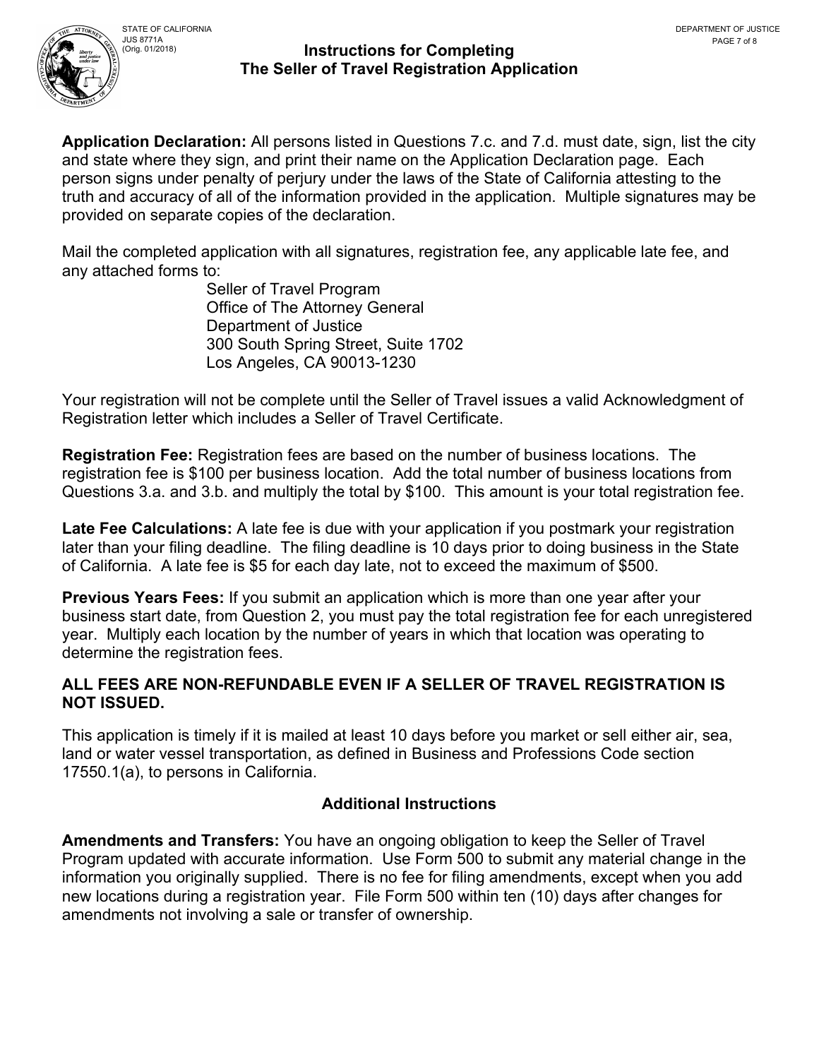## Instructions for Completing The Seller of Travel Registration Application

**Application Declaration:** All persons listed in Questions 7.c. and 7.d. must date, sign, list the city and state where they sign, and print their name on the Application Declaration page. Each person signs under penalty of perjury under the laws of the State of California attesting to the truth and accuracy of all of the information provided in the application. Multiple signatures may be provided on separate copies of the declaration.

Mail the completed application with all signatures, registration fee, any applicable late fee, and any attached forms to:

Seller of Travel Program
Office of The Attorney General
Department of Justice
300 South Spring Street, Suite 1702
Los Angeles, CA 90013-1230

Your registration will not be complete until the Seller of Travel issues a valid Acknowledgment of Registration letter which includes a Seller of Travel Certificate.

**Registration Fee:** Registration fees are based on the number of business locations. The registration fee is $100 per business location. Add the total number of business locations from Questions 3.a. and 3.b. and multiply the total by $100. This amount is your total registration fee.

**Late Fee Calculations:** A late fee is due with your application if you postmark your registration later than your filing deadline. The filing deadline is 10 days prior to doing business in the State of California. A late fee is $5 for each day late, not to exceed the maximum of $500.

**Previous Years Fees:** If you submit an application which is more than one year after your business start date, from Question 2, you must pay the total registration fee for each unregistered year. Multiply each location by the number of years in which that location was operating to determine the registration fees.

**ALL FEES ARE NON-REFUNDABLE EVEN IF A SELLER OF TRAVEL REGISTRATION IS NOT ISSUED.**

This application is timely if it is mailed at least 10 days before you market or sell either air, sea, land or water vessel transportation, as defined in Business and Professions Code section 17550.1(a), to persons in California.

### Additional Instructions

**Amendments and Transfers:** You have an ongoing obligation to keep the Seller of Travel Program updated with accurate information. Use Form 500 to submit any material change in the information you originally supplied. There is no fee for filing amendments, except when you add new locations during a registration year. File Form 500 within ten (10) days after changes for amendments not involving a sale or transfer of ownership.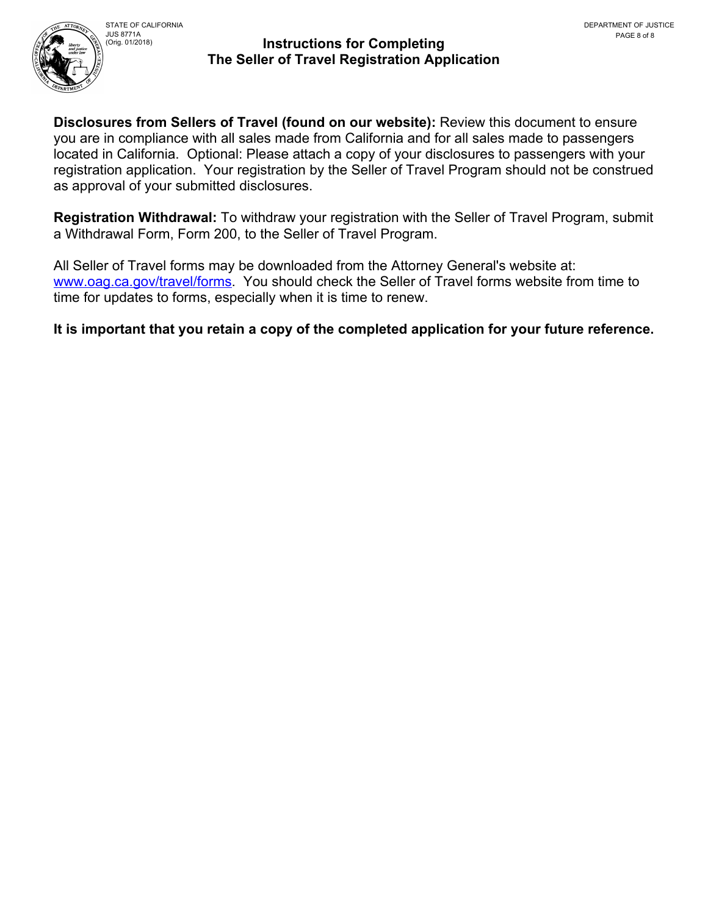**Disclosures from Sellers of Travel (found on our website):** Review this document to ensure you are in compliance with all sales made from California and for all sales made to passengers located in California. Optional: Please attach a copy of your disclosures to passengers with your registration application. Your registration by the Seller of Travel Program should not be construed as approval of your submitted disclosures.

**Registration Withdrawal:** To withdraw your registration with the Seller of Travel Program, submit a Withdrawal Form, Form 200, to the Seller of Travel Program.

All Seller of Travel forms may be downloaded from the Attorney General's website at: [www.oag.ca.gov/travel/forms](http://www.oag.ca.gov/travel/forms). You should check the Seller of Travel forms website from time to time for updates to forms, especially when it is time to renew.

**It is important that you retain a copy of the completed application for your future reference.**